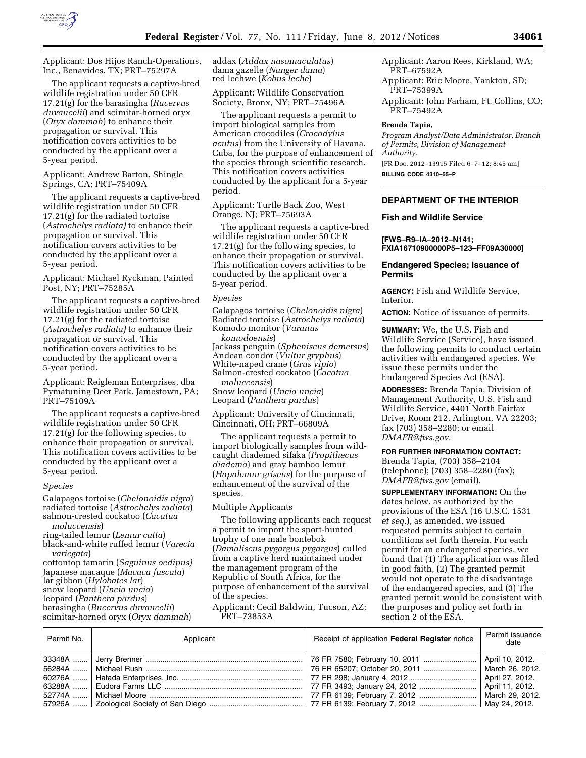Applicant: Dos Hijos Ranch-Operations, Inc., Benavides, TX; PRT–75297A

The applicant requests a captive-bred wildlife registration under 50 CFR 17.21(g) for the barasingha (*Rucervus duvaucelii*) and scimitar-horned oryx (*Oryx dammah*) to enhance their propagation or survival. This notification covers activities to be conducted by the applicant over a 5-year period.

Applicant: Andrew Barton, Shingle Springs, CA; PRT–75409A

The applicant requests a captive-bred wildlife registration under 50 CFR 17.21(g) for the radiated tortoise (*Astrochelys radiata)* to enhance their propagation or survival. This notification covers activities to be conducted by the applicant over a 5-year period.

Applicant: Michael Ryckman, Painted Post, NY; PRT–75285A

The applicant requests a captive-bred wildlife registration under 50 CFR 17.21(g) for the radiated tortoise (*Astrochelys radiata)* to enhance their propagation or survival. This notification covers activities to be conducted by the applicant over a 5-year period.

Applicant: Reigleman Enterprises, dba Pymatuning Deer Park, Jamestown, PA; PRT–75109A

The applicant requests a captive-bred wildlife registration under 50 CFR 17.21(g) for the following species, to enhance their propagation or survival. This notification covers activities to be conducted by the applicant over a 5-year period.

*Species*

Galapagos tortoise (*Chelonoidis nigra*)
radiated tortoise (*Astrochelys radiata*)
salmon-crested cockatoo (*Cacatua moluccensis*)
ring-tailed lemur (*Lemur catta*)
black-and-white ruffed lemur (*Varecia variegata*)
cottontop tamarin (*Saguinus oedipus)*
Japanese macaque (*Macaca fuscata*)
lar gibbon (*Hylobates lar*)
snow leopard (*Uncia uncia*)
leopard (*Panthera pardus*)
barasingha (*Rucervus duvaucelii*)
scimitar-horned oryx (*Oryx dammah*)
addax (*Addax nasomaculatus*)
dama gazelle (*Nanger dama*)
red lechwe (*Kobus leche*)

Applicant: Wildlife Conservation Society, Bronx, NY; PRT–75496A

The applicant requests a permit to import biological samples from American crocodiles (*Crocodylus acutus*) from the University of Havana, Cuba, for the purpose of enhancement of the species through scientific research. This notification covers activities conducted by the applicant for a 5-year period.

Applicant: Turtle Back Zoo, West Orange, NJ; PRT–75693A

The applicant requests a captive-bred wildlife registration under 50 CFR 17.21(g) for the following species, to enhance their propagation or survival. This notification covers activities to be conducted by the applicant over a 5-year period.

*Species*

Galapagos tortoise (*Chelonoidis nigra*)
Radiated tortoise (*Astrochelys radiata*)
Komodo monitor (*Varanus komodoensis*)
Jackass penguin (*Spheniscus demersus*)
Andean condor (*Vultur gryphus*)
White-naped crane (*Grus vipio*)
Salmon-crested cockatoo (*Cacatua moluccensis*)
Snow leopard (*Uncia uncia*)
Leopard (*Panthera pardus*)

Applicant: University of Cincinnati, Cincinnati, OH; PRT–66809A

The applicant requests a permit to import biologically samples from wild-caught diademed sifaka (*Propithecus diadema*) and gray bamboo lemur (*Hapalemur griseus*) for the purpose of enhancement of the survival of the species.

Multiple Applicants

The following applicants each request a permit to import the sport-hunted trophy of one male bontebok (*Damaliscus pygargus pygargus*) culled from a captive herd maintained under the management program of the Republic of South Africa, for the purpose of enhancement of the survival of the species.

Applicant: Cecil Baldwin, Tucson, AZ; PRT–73853A
Applicant: Aaron Rees, Kirkland, WA; PRT–67592A
Applicant: Eric Moore, Yankton, SD; PRT–75399A
Applicant: John Farham, Ft. Collins, CO; PRT–75492A

**Brenda Tapia,**

*Program Analyst/Data Administrator, Branch of Permits, Division of Management Authority.*

[FR Doc. 2012–13915 Filed 6–7–12; 8:45 am]

**BILLING CODE 4310–55–P**

## DEPARTMENT OF THE INTERIOR

### Fish and Wildlife Service

**[FWS–R9–IA–2012–N141; FXIA16710900000P5–123–FF09A30000]**

### Endangered Species; Issuance of Permits

**AGENCY:** Fish and Wildlife Service, Interior.

**ACTION:** Notice of issuance of permits.

**SUMMARY:** We, the U.S. Fish and Wildlife Service (Service), have issued the following permits to conduct certain activities with endangered species. We issue these permits under the Endangered Species Act (ESA).

**ADDRESSES:** Brenda Tapia, Division of Management Authority, U.S. Fish and Wildlife Service, 4401 North Fairfax Drive, Room 212, Arlington, VA 22203; fax (703) 358–2280; or email *DMAFR@fws.gov*.

**FOR FURTHER INFORMATION CONTACT:** Brenda Tapia, (703) 358–2104 (telephone); (703) 358–2280 (fax); *DMAFR@fws.gov* (email).

**SUPPLEMENTARY INFORMATION:** On the dates below, as authorized by the provisions of the ESA (16 U.S.C. 1531 *et seq.*), as amended, we issued requested permits subject to certain conditions set forth therein. For each permit for an endangered species, we found that (1) The application was filed in good faith, (2) The granted permit would not operate to the disadvantage of the endangered species, and (3) The granted permit would be consistent with the purposes and policy set forth in section 2 of the ESA.

| Permit No. | Applicant | Receipt of application **Federal Register** notice | Permit issuance date |
| --- | --- | --- | --- |
| 33348A | Jerry Brenner | 76 FR 7580; February 10, 2011 | April 10, 2012. |
| 56284A | Michael Rush | 76 FR 65207; October 20, 2011 | March 26, 2012. |
| 60276A | Hatada Enterprises, Inc. | 77 FR 298; January 4, 2012 | April 27, 2012. |
| 63288A | Eudora Farms LLC | 77 FR 3493; January 24, 2012 | April 11, 2012. |
| 52774A | Michael Moore | 77 FR 6139; February 7, 2012 | March 29, 2012. |
| 57926A | Zoological Society of San Diego | 77 FR 6139; February 7, 2012 | May 24, 2012. |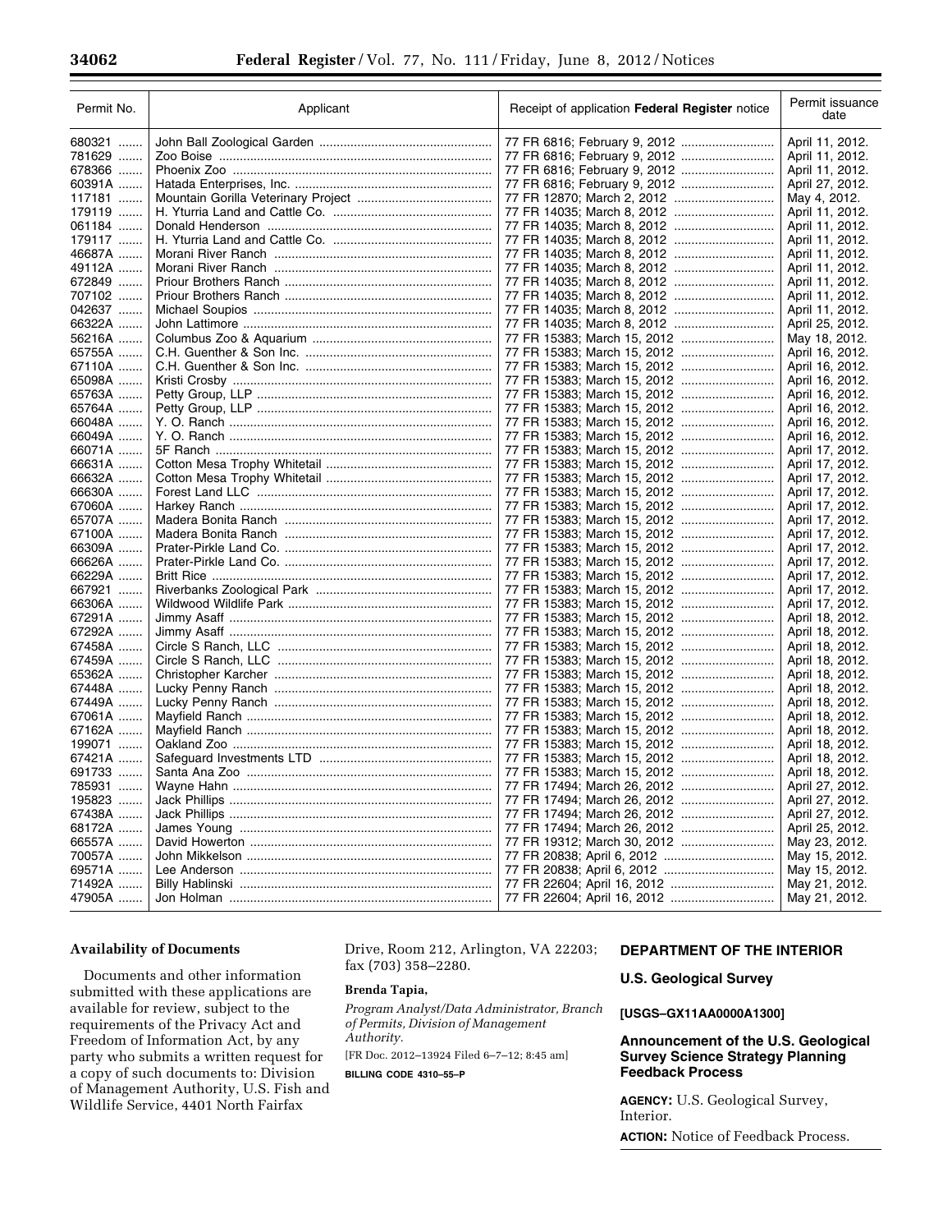| Permit No. | Applicant | Receipt of application **Federal Register** notice | Permit issuance date |
|---|---|---|---|
| 680321 | John Ball Zoological Garden | 77 FR 6816; February 9, 2012 | April 11, 2012. |
| 781629 | Zoo Boise | 77 FR 6816; February 9, 2012 | April 11, 2012. |
| 678366 | Phoenix Zoo | 77 FR 6816; February 9, 2012 | April 11, 2012. |
| 60391A | Hatada Enterprises, Inc. | 77 FR 6816; February 9, 2012 | April 27, 2012. |
| 117181 | Mountain Gorilla Veterinary Project | 77 FR 12870; March 2, 2012 | May 4, 2012. |
| 179119 | H. Yturria Land and Cattle Co. | 77 FR 14035; March 8, 2012 | April 11, 2012. |
| 061184 | Donald Henderson | 77 FR 14035; March 8, 2012 | April 11, 2012. |
| 179117 | H. Yturria Land and Cattle Co. | 77 FR 14035; March 8, 2012 | April 11, 2012. |
| 46687A | Morani River Ranch | 77 FR 14035; March 8, 2012 | April 11, 2012. |
| 49112A | Morani River Ranch | 77 FR 14035; March 8, 2012 | April 11, 2012. |
| 672849 | Priour Brothers Ranch | 77 FR 14035; March 8, 2012 | April 11, 2012. |
| 707102 | Priour Brothers Ranch | 77 FR 14035; March 8, 2012 | April 11, 2012. |
| 042637 | Michael Soupios | 77 FR 14035; March 8, 2012 | April 11, 2012. |
| 66322A | John Lattimore | 77 FR 14035; March 8, 2012 | April 25, 2012. |
| 56216A | Columbus Zoo & Aquarium | 77 FR 15383; March 15, 2012 | May 18, 2012. |
| 65755A | C.H. Guenther & Son Inc. | 77 FR 15383; March 15, 2012 | April 16, 2012. |
| 67110A | C.H. Guenther & Son Inc. | 77 FR 15383; March 15, 2012 | April 16, 2012. |
| 65098A | Kristi Crosby | 77 FR 15383; March 15, 2012 | April 16, 2012. |
| 65763A | Petty Group, LLP | 77 FR 15383; March 15, 2012 | April 16, 2012. |
| 65764A | Petty Group, LLP | 77 FR 15383; March 15, 2012 | April 16, 2012. |
| 66048A | Y. O. Ranch | 77 FR 15383; March 15, 2012 | April 16, 2012. |
| 66049A | Y. O. Ranch | 77 FR 15383; March 15, 2012 | April 16, 2012. |
| 66071A | 5F Ranch | 77 FR 15383; March 15, 2012 | April 17, 2012. |
| 66631A | Cotton Mesa Trophy Whitetail | 77 FR 15383; March 15, 2012 | April 17, 2012. |
| 66632A | Cotton Mesa Trophy Whitetail | 77 FR 15383; March 15, 2012 | April 17, 2012. |
| 66630A | Forest Land LLC | 77 FR 15383; March 15, 2012 | April 17, 2012. |
| 67060A | Harkey Ranch | 77 FR 15383; March 15, 2012 | April 17, 2012. |
| 65707A | Madera Bonita Ranch | 77 FR 15383; March 15, 2012 | April 17, 2012. |
| 67100A | Madera Bonita Ranch | 77 FR 15383; March 15, 2012 | April 17, 2012. |
| 66309A | Prater-Pirkle Land Co. | 77 FR 15383; March 15, 2012 | April 17, 2012. |
| 66626A | Prater-Pirkle Land Co. | 77 FR 15383; March 15, 2012 | April 17, 2012. |
| 66229A | Britt Rice | 77 FR 15383; March 15, 2012 | April 17, 2012. |
| 667921 | Riverbanks Zoological Park | 77 FR 15383; March 15, 2012 | April 17, 2012. |
| 66306A | Wildwood Wildlife Park | 77 FR 15383; March 15, 2012 | April 17, 2012. |
| 67291A | Jimmy Asaff | 77 FR 15383; March 15, 2012 | April 18, 2012. |
| 67292A | Jimmy Asaff | 77 FR 15383; March 15, 2012 | April 18, 2012. |
| 67458A | Circle S Ranch, LLC | 77 FR 15383; March 15, 2012 | April 18, 2012. |
| 67459A | Circle S Ranch, LLC | 77 FR 15383; March 15, 2012 | April 18, 2012. |
| 65362A | Christopher Karcher | 77 FR 15383; March 15, 2012 | April 18, 2012. |
| 67448A | Lucky Penny Ranch | 77 FR 15383; March 15, 2012 | April 18, 2012. |
| 67449A | Lucky Penny Ranch | 77 FR 15383; March 15, 2012 | April 18, 2012. |
| 67061A | Mayfield Ranch | 77 FR 15383; March 15, 2012 | April 18, 2012. |
| 67162A | Mayfield Ranch | 77 FR 15383; March 15, 2012 | April 18, 2012. |
| 199071 | Oakland Zoo | 77 FR 15383; March 15, 2012 | April 18, 2012. |
| 67421A | Safeguard Investments LTD | 77 FR 15383; March 15, 2012 | April 18, 2012. |
| 691733 | Santa Ana Zoo | 77 FR 15383; March 15, 2012 | April 18, 2012. |
| 785931 | Wayne Hahn | 77 FR 17494; March 26, 2012 | April 27, 2012. |
| 195823 | Jack Phillips | 77 FR 17494; March 26, 2012 | April 27, 2012. |
| 67438A | Jack Phillips | 77 FR 17494; March 26, 2012 | April 27, 2012. |
| 68172A | James Young | 77 FR 17494; March 26, 2012 | April 25, 2012. |
| 66557A | David Howerton | 77 FR 19312; March 30, 2012 | May 23, 2012. |
| 70057A | John Mikkelson | 77 FR 20838; April 6, 2012 | May 15, 2012. |
| 69571A | Lee Anderson | 77 FR 20838; April 6, 2012 | May 15, 2012. |
| 71492A | Billy Hablinski | 77 FR 22604; April 16, 2012 | May 21, 2012. |
| 47905A | Jon Holman | 77 FR 22604; April 16, 2012 | May 21, 2012. |

**Availability of Documents**

Documents and other information submitted with these applications are available for review, subject to the requirements of the Privacy Act and Freedom of Information Act, by any party who submits a written request for a copy of such documents to: Division of Management Authority, U.S. Fish and Wildlife Service, 4401 North Fairfax Drive, Room 212, Arlington, VA 22203; fax (703) 358–2280.

**Brenda Tapia,**

*Program Analyst/Data Administrator, Branch of Permits, Division of Management Authority.*

[FR Doc. 2012–13924 Filed 6–7–12; 8:45 am]

**BILLING CODE 4310–55–P**

## DEPARTMENT OF THE INTERIOR

## U.S. Geological Survey

**[USGS–GX11AA0000A1300]**

## Announcement of the U.S. Geological Survey Science Strategy Planning Feedback Process

**AGENCY:** U.S. Geological Survey, Interior.

**ACTION:** Notice of Feedback Process.